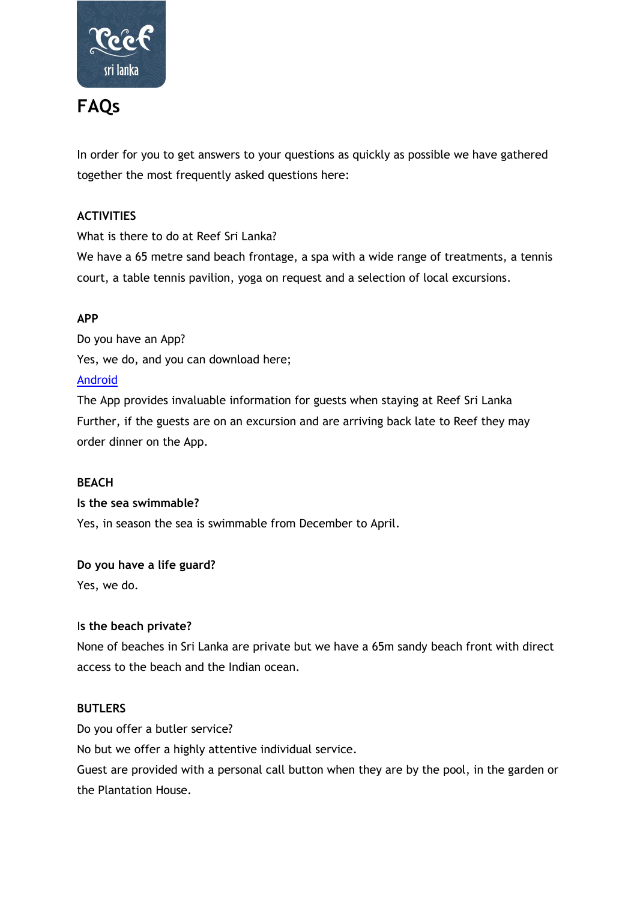# FAQs

In order for you to get answers to your questions as quickly as possible we have gathered together the most frequently asked questions here:

**ACTIVITIES**

What is there to do at Reef Sri Lanka?

We have a 65 metre sand beach frontage, a spa with a wide range of treatments, a tennis court, a table tennis pavilion, yoga on request and a selection of local excursions.

**APP**

Do you have an App?

Yes, we do, and you can download here;

Android

The App provides invaluable information for guests when staying at Reef Sri Lanka Further, if the guests are on an excursion and are arriving back late to Reef they may order dinner on the App.

**BEACH**

**Is the sea swimmable?**

Yes, in season the sea is swimmable from December to April.

**Do you have a life guard?**

Yes, we do.

**Is the beach private?**

None of beaches in Sri Lanka are private but we have a 65m sandy beach front with direct access to the beach and the Indian ocean.

**BUTLERS**

Do you offer a butler service?

No but we offer a highly attentive individual service.

Guest are provided with a personal call button when they are by the pool, in the garden or the Plantation House.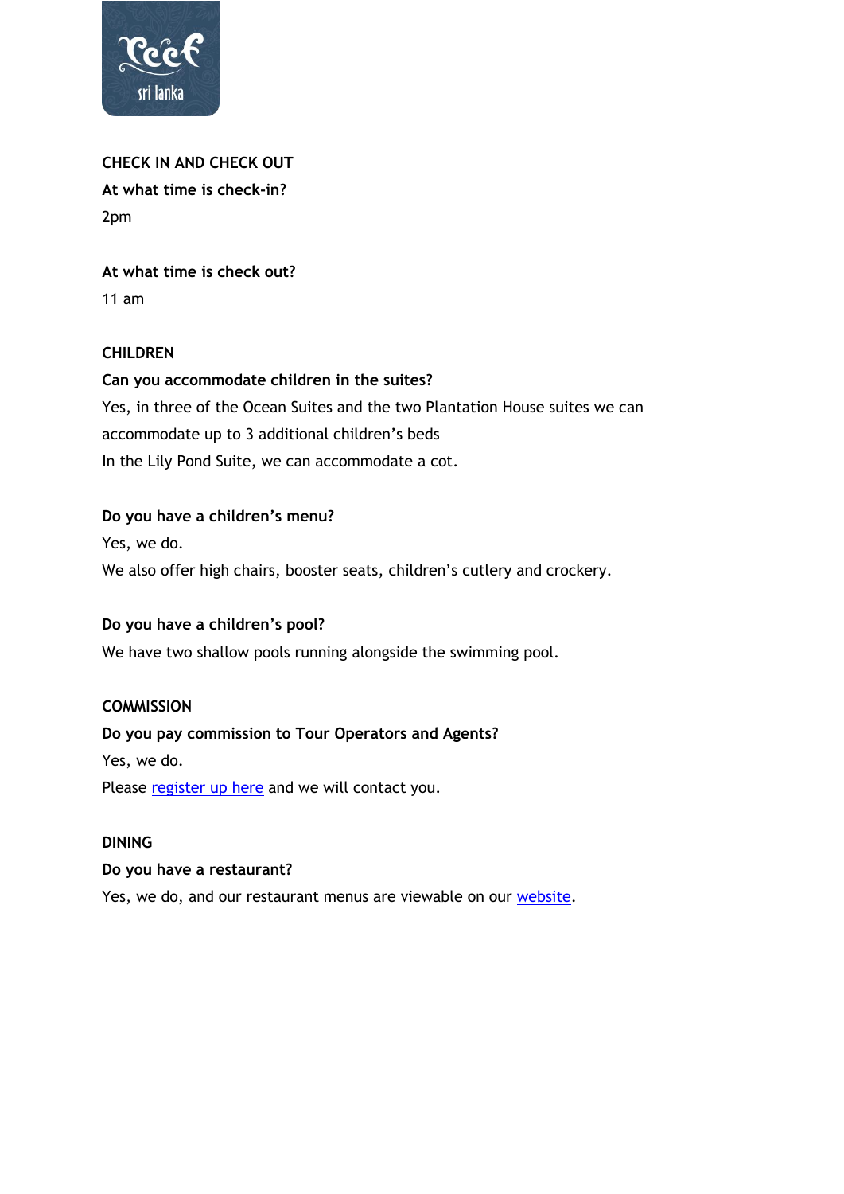## CHECK IN AND CHECK OUT

**At what time is check-in?**

2pm

**At what time is check out?**

11 am

## CHILDREN

**Can you accommodate children in the suites?**

Yes, in three of the Ocean Suites and the two Plantation House suites we can accommodate up to 3 additional children's beds

In the Lily Pond Suite, we can accommodate a cot.

**Do you have a children's menu?**

Yes, we do.

We also offer high chairs, booster seats, children's cutlery and crockery.

**Do you have a children's pool?**

We have two shallow pools running alongside the swimming pool.

## COMMISSION

**Do you pay commission to Tour Operators and Agents?**

Yes, we do.

Please register up here and we will contact you.

## DINING

**Do you have a restaurant?**

Yes, we do, and our restaurant menus are viewable on our website.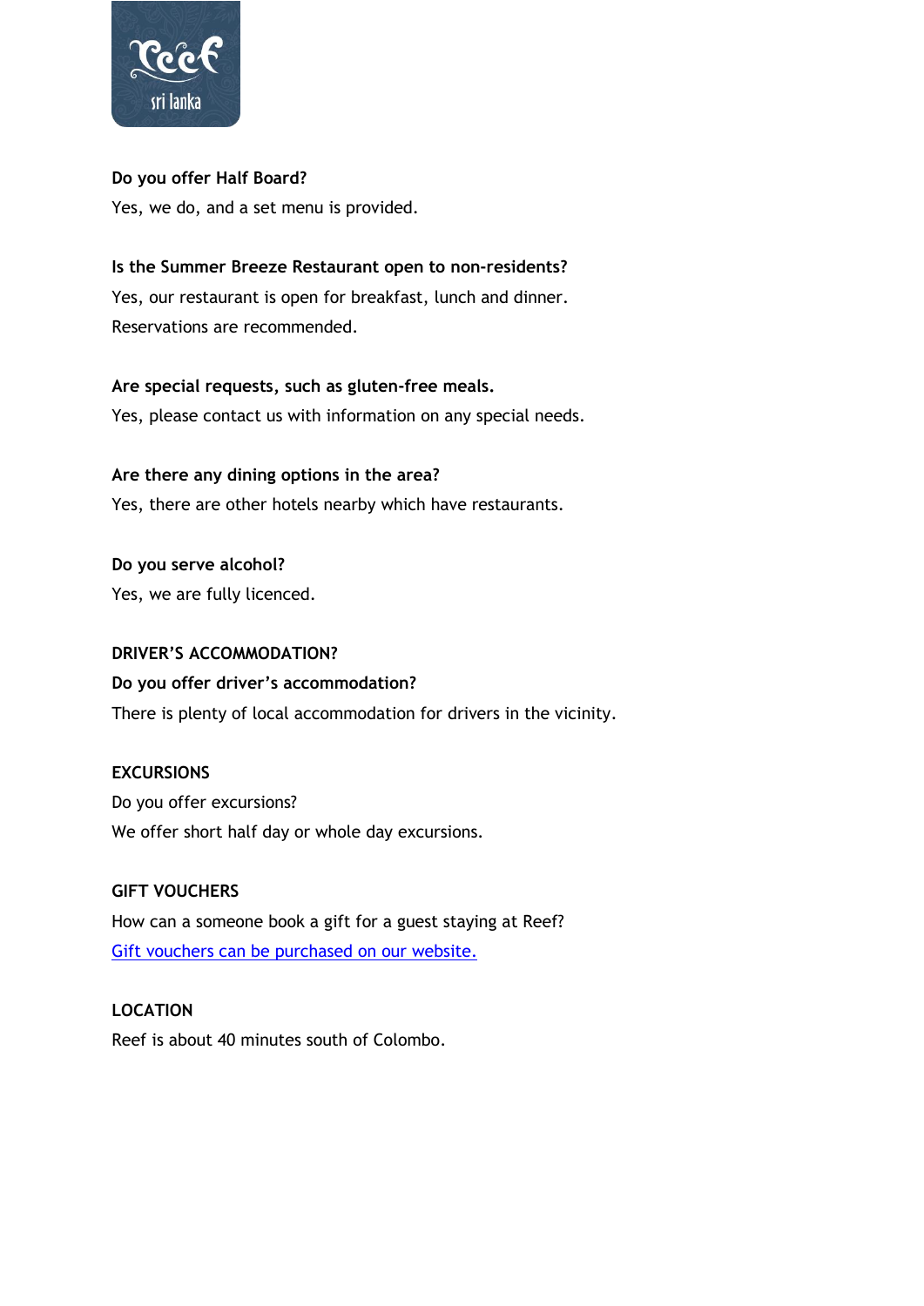**Do you offer Half Board?**

Yes, we do, and a set menu is provided.

**Is the Summer Breeze Restaurant open to non-residents?**

Yes, our restaurant is open for breakfast, lunch and dinner. Reservations are recommended.

**Are special requests, such as gluten-free meals.**

Yes, please contact us with information on any special needs.

**Are there any dining options in the area?**

Yes, there are other hotels nearby which have restaurants.

**Do you serve alcohol?**

Yes, we are fully licenced.

**DRIVER'S ACCOMMODATION?**

**Do you offer driver's accommodation?**

There is plenty of local accommodation for drivers in the vicinity.

**EXCURSIONS**

Do you offer excursions?

We offer short half day or whole day excursions.

**GIFT VOUCHERS**

How can a someone book a gift for a guest staying at Reef?

Gift vouchers can be purchased on our website.

**LOCATION**

Reef is about 40 minutes south of Colombo.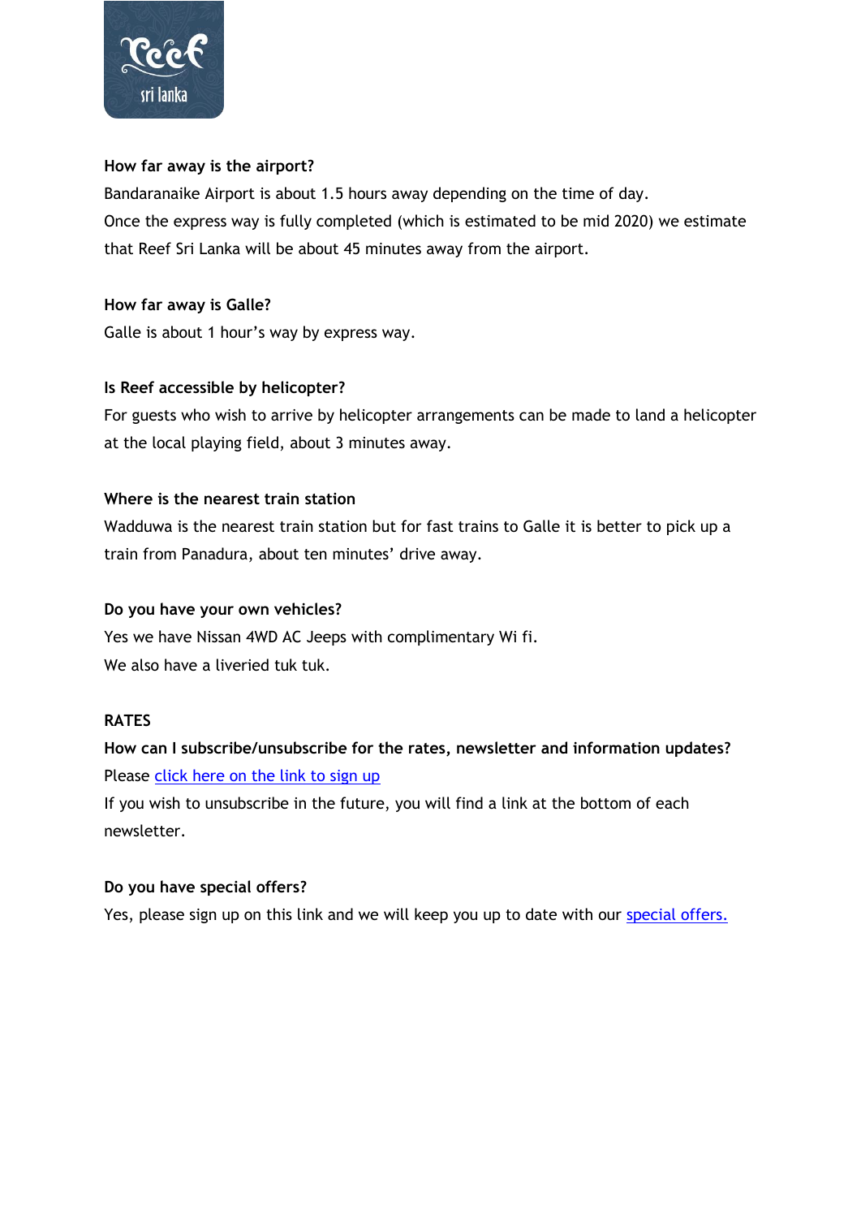**How far away is the airport?**

Bandaranaike Airport is about 1.5 hours away depending on the time of day.
Once the express way is fully completed (which is estimated to be mid 2020) we estimate that Reef Sri Lanka will be about 45 minutes away from the airport.

**How far away is Galle?**

Galle is about 1 hour's way by express way.

**Is Reef accessible by helicopter?**

For guests who wish to arrive by helicopter arrangements can be made to land a helicopter at the local playing field, about 3 minutes away.

**Where is the nearest train station**

Wadduwa is the nearest train station but for fast trains to Galle it is better to pick up a train from Panadura, about ten minutes' drive away.

**Do you have your own vehicles?**

Yes we have Nissan 4WD AC Jeeps with complimentary Wi fi.
We also have a liveried tuk tuk.

**RATES**

**How can I subscribe/unsubscribe for the rates, newsletter and information updates?**

Please [click here on the link to sign up]()

If you wish to unsubscribe in the future, you will find a link at the bottom of each newsletter.

**Do you have special offers?**

Yes, please sign up on this link and we will keep you up to date with our [special offers.]()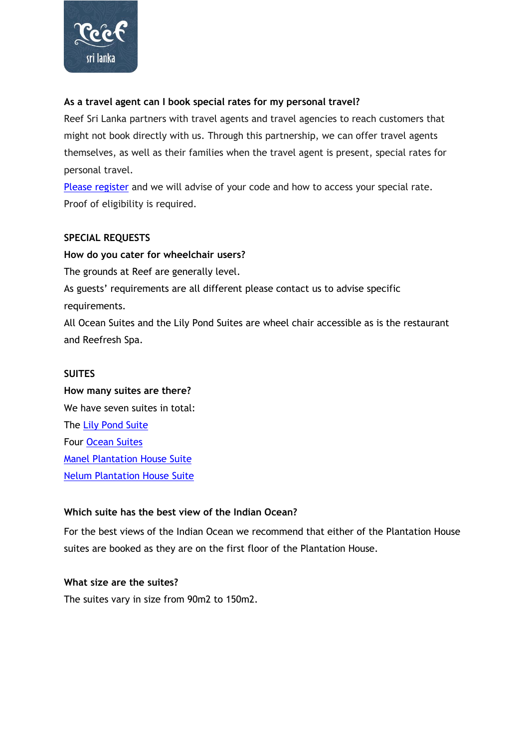**As a travel agent can I book special rates for my personal travel?**

Reef Sri Lanka partners with travel agents and travel agencies to reach customers that might not book directly with us. Through this partnership, we can offer travel agents themselves, as well as their families when the travel agent is present, special rates for personal travel.

Please register and we will advise of your code and how to access your special rate. Proof of eligibility is required.

## SPECIAL REQUESTS

**How do you cater for wheelchair users?**

The grounds at Reef are generally level.

As guests' requirements are all different please contact us to advise specific requirements.

All Ocean Suites and the Lily Pond Suites are wheel chair accessible as is the restaurant and Reefresh Spa.

## SUITES

**How many suites are there?**

We have seven suites in total:

The Lily Pond Suite

Four Ocean Suites

Manel Plantation House Suite

Nelum Plantation House Suite

**Which suite has the best view of the Indian Ocean?**

For the best views of the Indian Ocean we recommend that either of the Plantation House suites are booked as they are on the first floor of the Plantation House.

**What size are the suites?**

The suites vary in size from 90m2 to 150m2.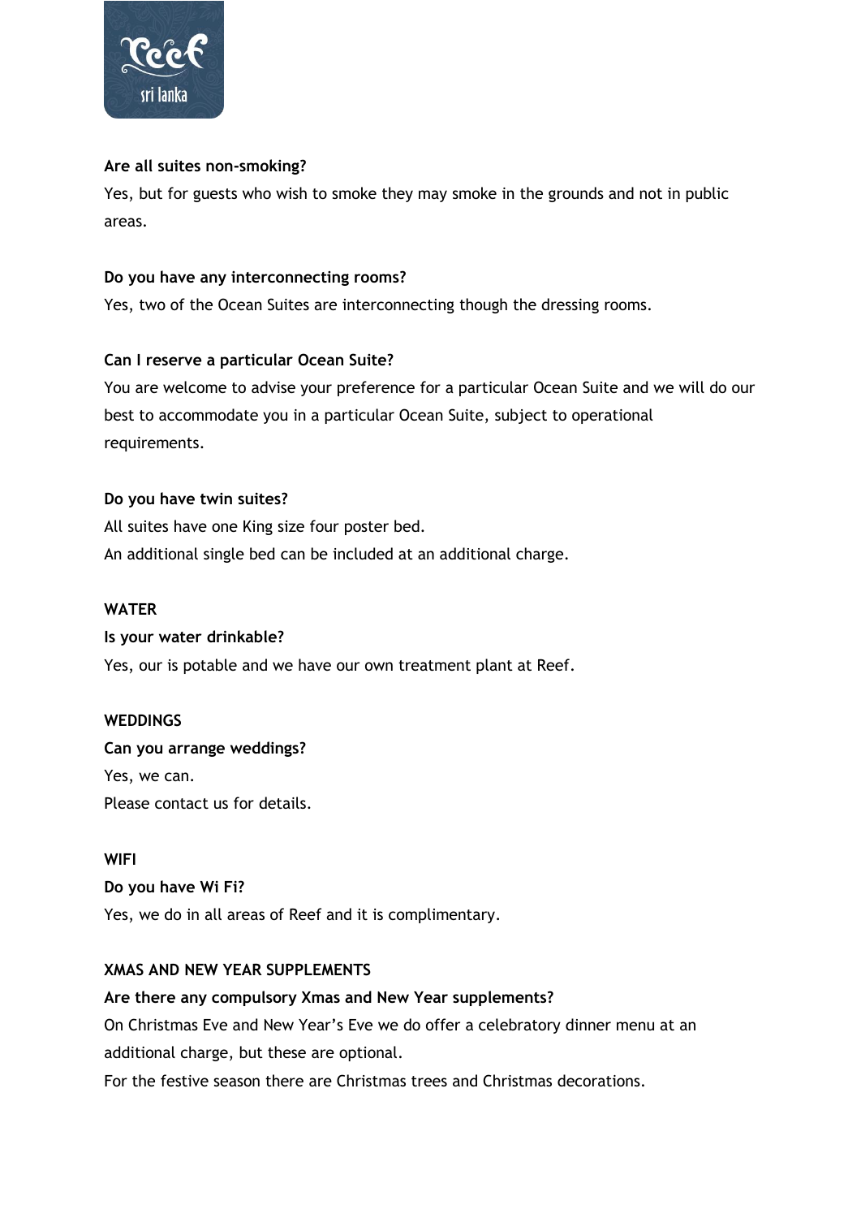**Are all suites non-smoking?**

Yes, but for guests who wish to smoke they may smoke in the grounds and not in public areas.

**Do you have any interconnecting rooms?**

Yes, two of the Ocean Suites are interconnecting though the dressing rooms.

**Can I reserve a particular Ocean Suite?**

You are welcome to advise your preference for a particular Ocean Suite and we will do our best to accommodate you in a particular Ocean Suite, subject to operational requirements.

**Do you have twin suites?**

All suites have one King size four poster bed.
An additional single bed can be included at an additional charge.

**WATER**

**Is your water drinkable?**

Yes, our is potable and we have our own treatment plant at Reef.

**WEDDINGS**

**Can you arrange weddings?**

Yes, we can.
Please contact us for details.

**WIFI**

**Do you have Wi Fi?**

Yes, we do in all areas of Reef and it is complimentary.

**XMAS AND NEW YEAR SUPPLEMENTS**

**Are there any compulsory Xmas and New Year supplements?**

On Christmas Eve and New Year's Eve we do offer a celebratory dinner menu at an additional charge, but these are optional.
For the festive season there are Christmas trees and Christmas decorations.